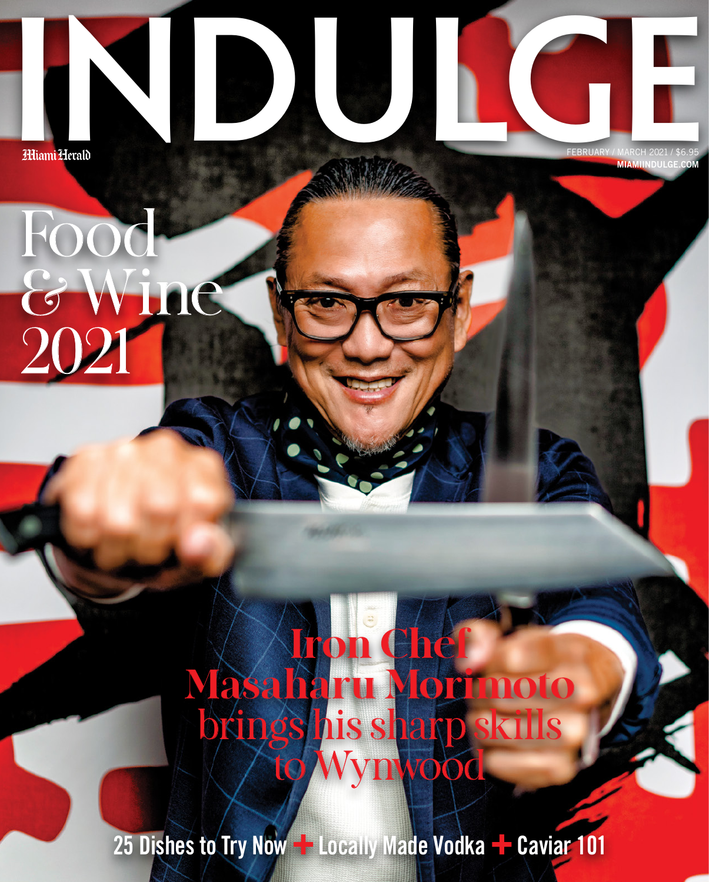# INDULGE

Miami Herald

FEBRUARY / MARCH 2021 / $6.95
MIAMIINDULGE.COM

## Food & Wine 2021

## Iron Chef Masaharu Morimoto brings his sharp skills to Wynwood

**25 Dishes to Try Now + Locally Made Vodka + Caviar 101**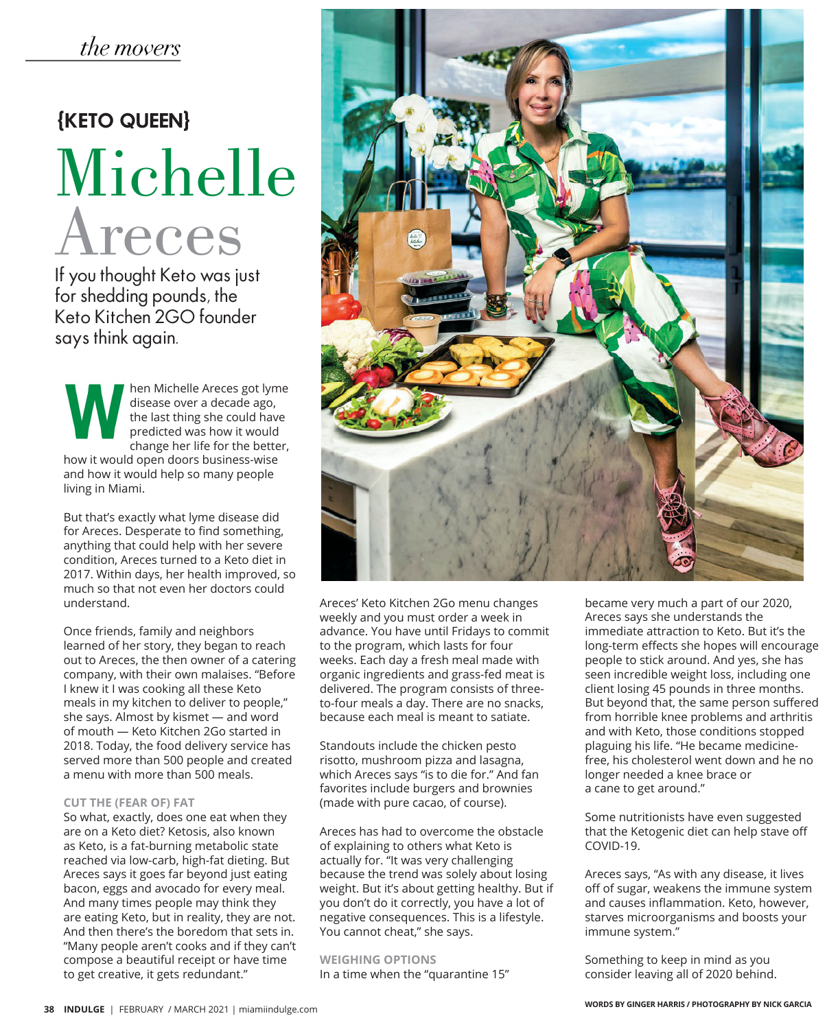*the movers*

## {KETO QUEEN}

# Michelle Areces

If you thought Keto was just for shedding pounds, the Keto Kitchen 2GO founder says think again.

When Michelle Areces got lyme disease over a decade ago, the last thing she could have predicted was how it would change her life for the better, how it would open doors business-wise and how it would help so many people living in Miami.

But that's exactly what lyme disease did for Areces. Desperate to find something, anything that could help with her severe condition, Areces turned to a Keto diet in 2017. Within days, her health improved, so much so that not even her doctors could understand.

Once friends, family and neighbors learned of her story, they began to reach out to Areces, the then owner of a catering company, with their own malaises. "Before I knew it I was cooking all these Keto meals in my kitchen to deliver to people," she says. Almost by kismet — and word of mouth — Keto Kitchen 2Go started in 2018. Today, the food delivery service has served more than 500 people and created a menu with more than 500 meals.

### CUT THE (FEAR OF) FAT

So what, exactly, does one eat when they are on a Keto diet? Ketosis, also known as Keto, is a fat-burning metabolic state reached via low-carb, high-fat dieting. But Areces says it goes far beyond just eating bacon, eggs and avocado for every meal. And many times people may think they are eating Keto, but in reality, they are not. And then there's the boredom that sets in. "Many people aren't cooks and if they can't compose a beautiful receipt or have time to get creative, it gets redundant."

Areces' Keto Kitchen 2Go menu changes weekly and you must order a week in advance. You have until Fridays to commit to the program, which lasts for four weeks. Each day a fresh meal made with organic ingredients and grass-fed meat is delivered. The program consists of three-to-four meals a day. There are no snacks, because each meal is meant to satiate.

Standouts include the chicken pesto risotto, mushroom pizza and lasagna, which Areces says "is to die for." And fan favorites include burgers and brownies (made with pure cacao, of course).

Areces has had to overcome the obstacle of explaining to others what Keto is actually for. "It was very challenging because the trend was solely about losing weight. But it's about getting healthy. But if you don't do it correctly, you have a lot of negative consequences. This is a lifestyle. You cannot cheat," she says.

### WEIGHING OPTIONS

In a time when the "quarantine 15" became very much a part of our 2020, Areces says she understands the immediate attraction to Keto. But it's the long-term effects she hopes will encourage people to stick around. And yes, she has seen incredible weight loss, including one client losing 45 pounds in three months. But beyond that, the same person suffered from horrible knee problems and arthritis and with Keto, those conditions stopped plaguing his life. "He became medicine-free, his cholesterol went down and he no longer needed a knee brace or a cane to get around."

Some nutritionists have even suggested that the Ketogenic diet can help stave off COVID-19.

Areces says, "As with any disease, it lives off of sugar, weakens the immune system and causes inflammation. Keto, however, starves microorganisms and boosts your immune system."

Something to keep in mind as you consider leaving all of 2020 behind.

WORDS BY GINGER HARRIS / PHOTOGRAPHY BY NICK GARCIA